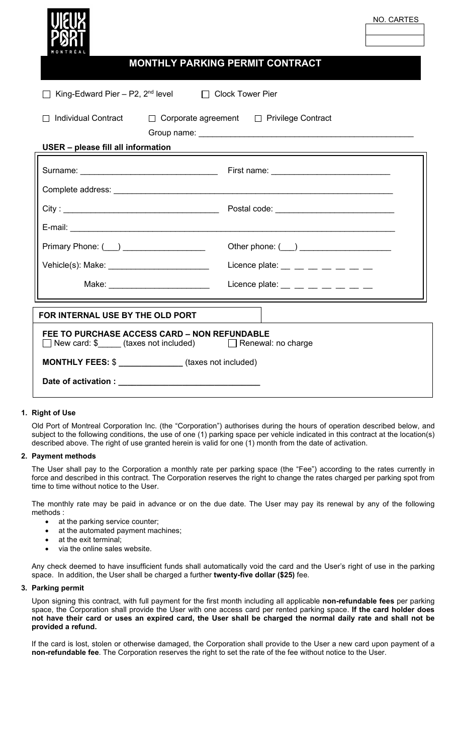NO. CARTES

# MONTHLY PARKING PERMIT CONTRACT

☐ King-Edward Pier – P2, 2nd level ☐ Clock Tower Pier

☐ Individual Contract ☐ Corporate agreement ☐ Privilege Contract

Group name: ____________________________________________

**USER – please fill all information**

Surname: ______________________________ First name: __________________________

Complete address: ______________________________________________________________

City : __________________________________ Postal code: _________________________

E-mail: ________________________________________________________________________

Primary Phone: (___) _________________ Other phone: (___) ___________________

Vehicle(s): Make: ______________________ Licence plate: __ __ __ __ __ __ __

Make: ______________________ Licence plate: __ __ __ __ __ __ __

**FOR INTERNAL USE BY THE OLD PORT**

**FEE TO PURCHASE ACCESS CARD – NON REFUNDABLE**
☐ New card: $_____ (taxes not included) ☐ Renewal: no charge

**MONTHLY FEES:** $ ______________ (taxes not included)

**Date of activation : ______________________________**

## 1. Right of Use

Old Port of Montreal Corporation Inc. (the "Corporation") authorises during the hours of operation described below, and subject to the following conditions, the use of one (1) parking space per vehicle indicated in this contract at the location(s) described above. The right of use granted herein is valid for one (1) month from the date of activation.

## 2. Payment methods

The User shall pay to the Corporation a monthly rate per parking space (the "Fee") according to the rates currently in force and described in this contract. The Corporation reserves the right to change the rates charged per parking spot from time to time without notice to the User.

The monthly rate may be paid in advance or on the due date. The User may pay its renewal by any of the following methods :

- at the parking service counter;
- at the automated payment machines;
- at the exit terminal;
- via the online sales website.

Any check deemed to have insufficient funds shall automatically void the card and the User's right of use in the parking space. In addition, the User shall be charged a further **twenty-five dollar ($25)** fee.

## 3. Parking permit

Upon signing this contract, with full payment for the first month including all applicable **non-refundable fees** per parking space, the Corporation shall provide the User with one access card per rented parking space. **If the card holder does not have their card or uses an expired card, the User shall be charged the normal daily rate and shall not be provided a refund.**

If the card is lost, stolen or otherwise damaged, the Corporation shall provide to the User a new card upon payment of a **non-refundable fee**. The Corporation reserves the right to set the rate of the fee without notice to the User.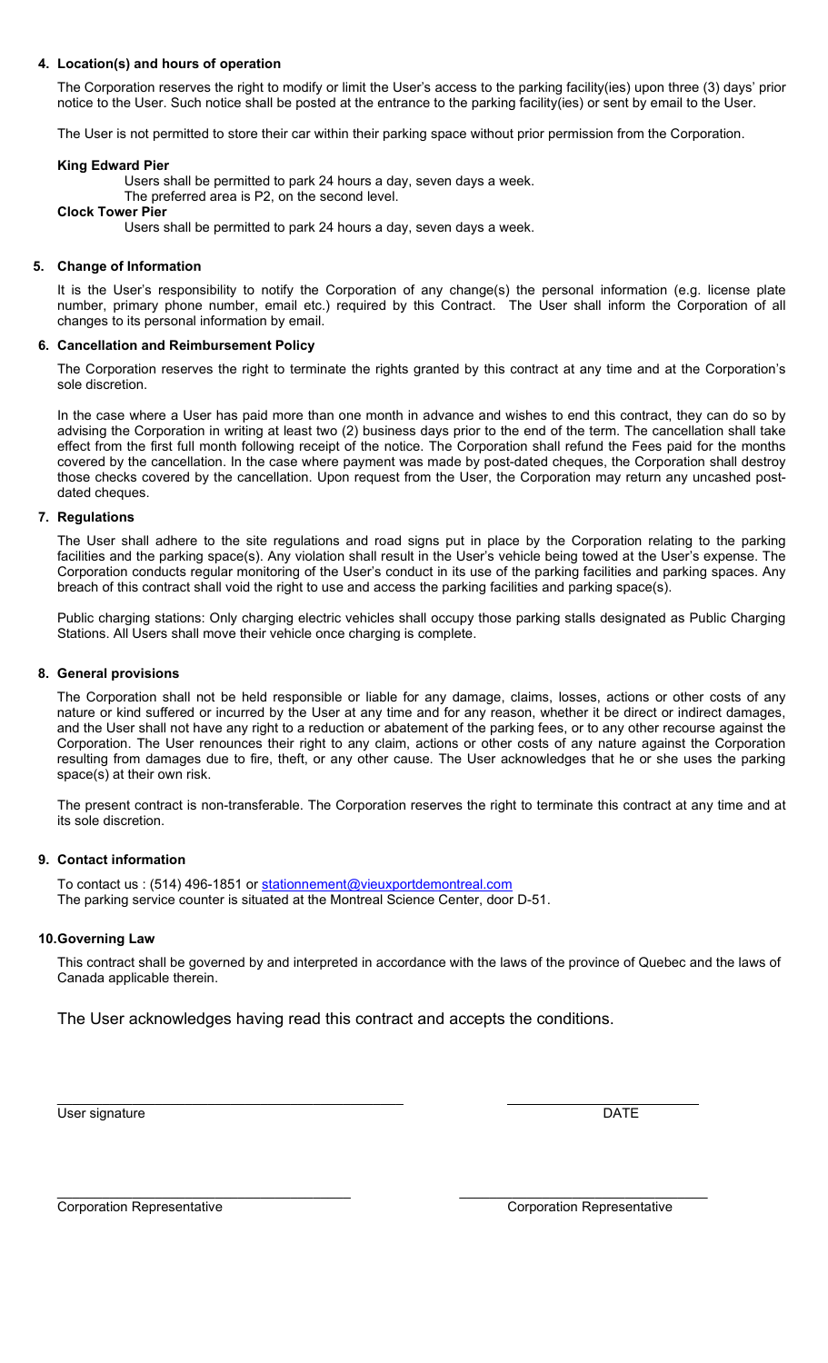## 4. Location(s) and hours of operation

The Corporation reserves the right to modify or limit the User's access to the parking facility(ies) upon three (3) days' prior notice to the User. Such notice shall be posted at the entrance to the parking facility(ies) or sent by email to the User.

The User is not permitted to store their car within their parking space without prior permission from the Corporation.

**King Edward Pier**

Users shall be permitted to park 24 hours a day, seven days a week.
The preferred area is P2, on the second level.

**Clock Tower Pier**

Users shall be permitted to park 24 hours a day, seven days a week.

## 5. Change of Information

It is the User's responsibility to notify the Corporation of any change(s) the personal information (e.g. license plate number, primary phone number, email etc.) required by this Contract. The User shall inform the Corporation of all changes to its personal information by email.

## 6. Cancellation and Reimbursement Policy

The Corporation reserves the right to terminate the rights granted by this contract at any time and at the Corporation's sole discretion.

In the case where a User has paid more than one month in advance and wishes to end this contract, they can do so by advising the Corporation in writing at least two (2) business days prior to the end of the term. The cancellation shall take effect from the first full month following receipt of the notice. The Corporation shall refund the Fees paid for the months covered by the cancellation. In the case where payment was made by post-dated cheques, the Corporation shall destroy those checks covered by the cancellation. Upon request from the User, the Corporation may return any uncashed post-dated cheques.

## 7. Regulations

The User shall adhere to the site regulations and road signs put in place by the Corporation relating to the parking facilities and the parking space(s). Any violation shall result in the User's vehicle being towed at the User's expense. The Corporation conducts regular monitoring of the User's conduct in its use of the parking facilities and parking spaces. Any breach of this contract shall void the right to use and access the parking facilities and parking space(s).

Public charging stations: Only charging electric vehicles shall occupy those parking stalls designated as Public Charging Stations. All Users shall move their vehicle once charging is complete.

## 8. General provisions

The Corporation shall not be held responsible or liable for any damage, claims, losses, actions or other costs of any nature or kind suffered or incurred by the User at any time and for any reason, whether it be direct or indirect damages, and the User shall not have any right to a reduction or abatement of the parking fees, or to any other recourse against the Corporation. The User renounces their right to any claim, actions or other costs of any nature against the Corporation resulting from damages due to fire, theft, or any other cause. The User acknowledges that he or she uses the parking space(s) at their own risk.

The present contract is non-transferable. The Corporation reserves the right to terminate this contract at any time and at its sole discretion.

## 9. Contact information

To contact us : (514) 496-1851 or stationnement@vieuxportdemontreal.com
The parking service counter is situated at the Montreal Science Center, door D-51.

## 10. Governing Law

This contract shall be governed by and interpreted in accordance with the laws of the province of Quebec and the laws of Canada applicable therein.

The User acknowledges having read this contract and accepts the conditions.

\_\_\_\_\_\_\_\_\_\_\_\_\_\_\_\_\_\_\_\_\_\_\_\_\_\_\_\_\_\_\_\_\_\_\_\_ \_\_\_\_\_\_\_\_\_\_\_\_\_\_\_\_\_\_\_\_\_\_\_\_

User signature DATE

\_\_\_\_\_\_\_\_\_\_\_\_\_\_\_\_\_\_\_\_\_\_\_\_\_\_\_\_\_\_\_\_\_\_\_\_ \_\_\_\_\_\_\_\_\_\_\_\_\_\_\_\_\_\_\_\_\_\_\_\_\_\_\_\_\_\_

Corporation Representative Corporation Representative